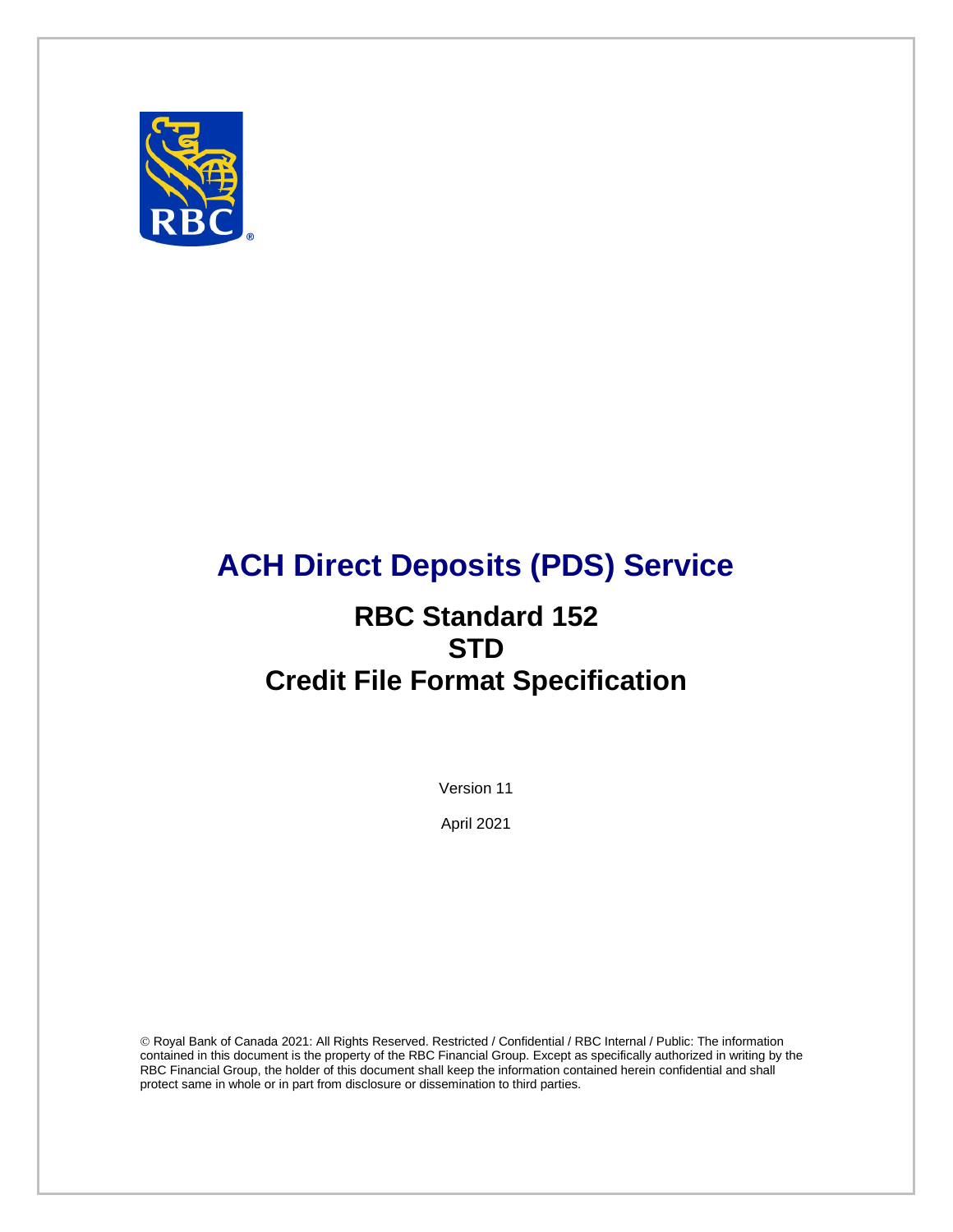# ACH Direct Deposits (PDS) Service

## RBC Standard 152
## STD
## Credit File Format Specification

Version 11

April 2021

© Royal Bank of Canada 2021: All Rights Reserved. Restricted / Confidential / RBC Internal / Public: The information contained in this document is the property of the RBC Financial Group. Except as specifically authorized in writing by the RBC Financial Group, the holder of this document shall keep the information contained herein confidential and shall protect same in whole or in part from disclosure or dissemination to third parties.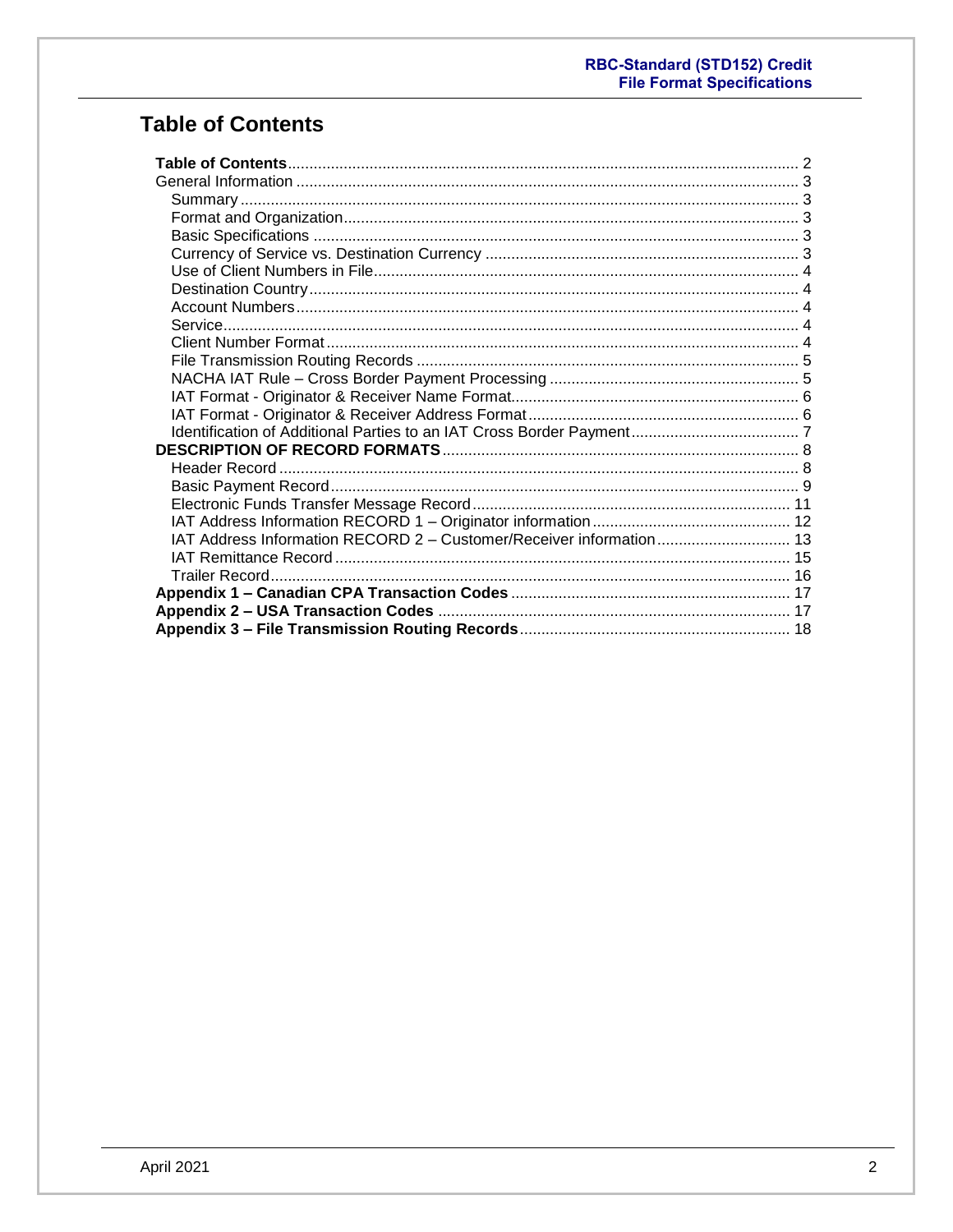# Table of Contents

**Table of Contents** .......... 2
General Information .......... 3
- Summary .......... 3
- Format and Organization .......... 3
- Basic Specifications .......... 3
- Currency of Service vs. Destination Currency .......... 3
- Use of Client Numbers in File .......... 4
- Destination Country .......... 4
- Account Numbers .......... 4
- Service .......... 4
- Client Number Format .......... 4
- File Transmission Routing Records .......... 5
- NACHA IAT Rule – Cross Border Payment Processing .......... 5
- IAT Format - Originator & Receiver Name Format .......... 6
- IAT Format - Originator & Receiver Address Format .......... 6
- Identification of Additional Parties to an IAT Cross Border Payment .......... 7

**DESCRIPTION OF RECORD FORMATS** .......... 8
- Header Record .......... 8
- Basic Payment Record .......... 9
- Electronic Funds Transfer Message Record .......... 11
- IAT Address Information RECORD 1 – Originator information .......... 12
- IAT Address Information RECORD 2 – Customer/Receiver information .......... 13
- IAT Remittance Record .......... 15
- Trailer Record .......... 16

**Appendix 1 – Canadian CPA Transaction Codes** .......... 17
**Appendix 2 – USA Transaction Codes** .......... 17
**Appendix 3 – File Transmission Routing Records** .......... 18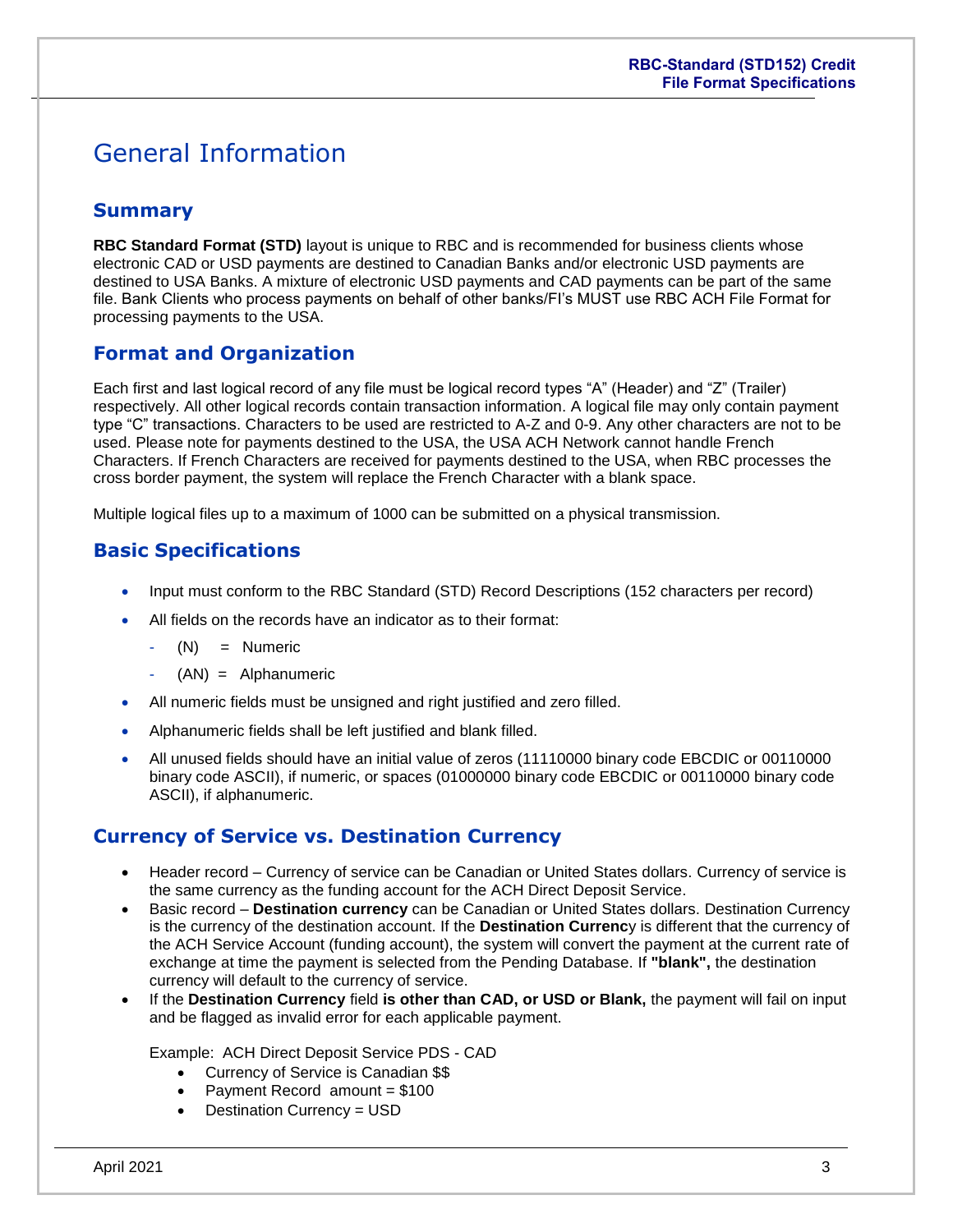# General Information

## Summary

**RBC Standard Format (STD)** layout is unique to RBC and is recommended for business clients whose electronic CAD or USD payments are destined to Canadian Banks and/or electronic USD payments are destined to USA Banks. A mixture of electronic USD payments and CAD payments can be part of the same file. Bank Clients who process payments on behalf of other banks/FI's MUST use RBC ACH File Format for processing payments to the USA.

## Format and Organization

Each first and last logical record of any file must be logical record types "A" (Header) and "Z" (Trailer) respectively. All other logical records contain transaction information. A logical file may only contain payment type "C" transactions. Characters to be used are restricted to A-Z and 0-9. Any other characters are not to be used. Please note for payments destined to the USA, the USA ACH Network cannot handle French Characters. If French Characters are received for payments destined to the USA, when RBC processes the cross border payment, the system will replace the French Character with a blank space.

Multiple logical files up to a maximum of 1000 can be submitted on a physical transmission.

## Basic Specifications

- Input must conform to the RBC Standard (STD) Record Descriptions (152 characters per record)
- All fields on the records have an indicator as to their format:
  - (N) = Numeric
  - (AN) = Alphanumeric
- All numeric fields must be unsigned and right justified and zero filled.
- Alphanumeric fields shall be left justified and blank filled.
- All unused fields should have an initial value of zeros (11110000 binary code EBCDIC or 00110000 binary code ASCII), if numeric, or spaces (01000000 binary code EBCDIC or 00110000 binary code ASCII), if alphanumeric.

## Currency of Service vs. Destination Currency

- Header record – Currency of service can be Canadian or United States dollars. Currency of service is the same currency as the funding account for the ACH Direct Deposit Service.
- Basic record – **Destination currency** can be Canadian or United States dollars. Destination Currency is the currency of the destination account. If the **Destination Currenc**y is different that the currency of the ACH Service Account (funding account), the system will convert the payment at the current rate of exchange at time the payment is selected from the Pending Database. If **"blank",** the destination currency will default to the currency of service.
- If the **Destination Currency** field **is other than CAD, or USD or Blank,** the payment will fail on input and be flagged as invalid error for each applicable payment.

  Example: ACH Direct Deposit Service PDS - CAD
  - Currency of Service is Canadian $$
  - Payment Record amount = $100
  - Destination Currency = USD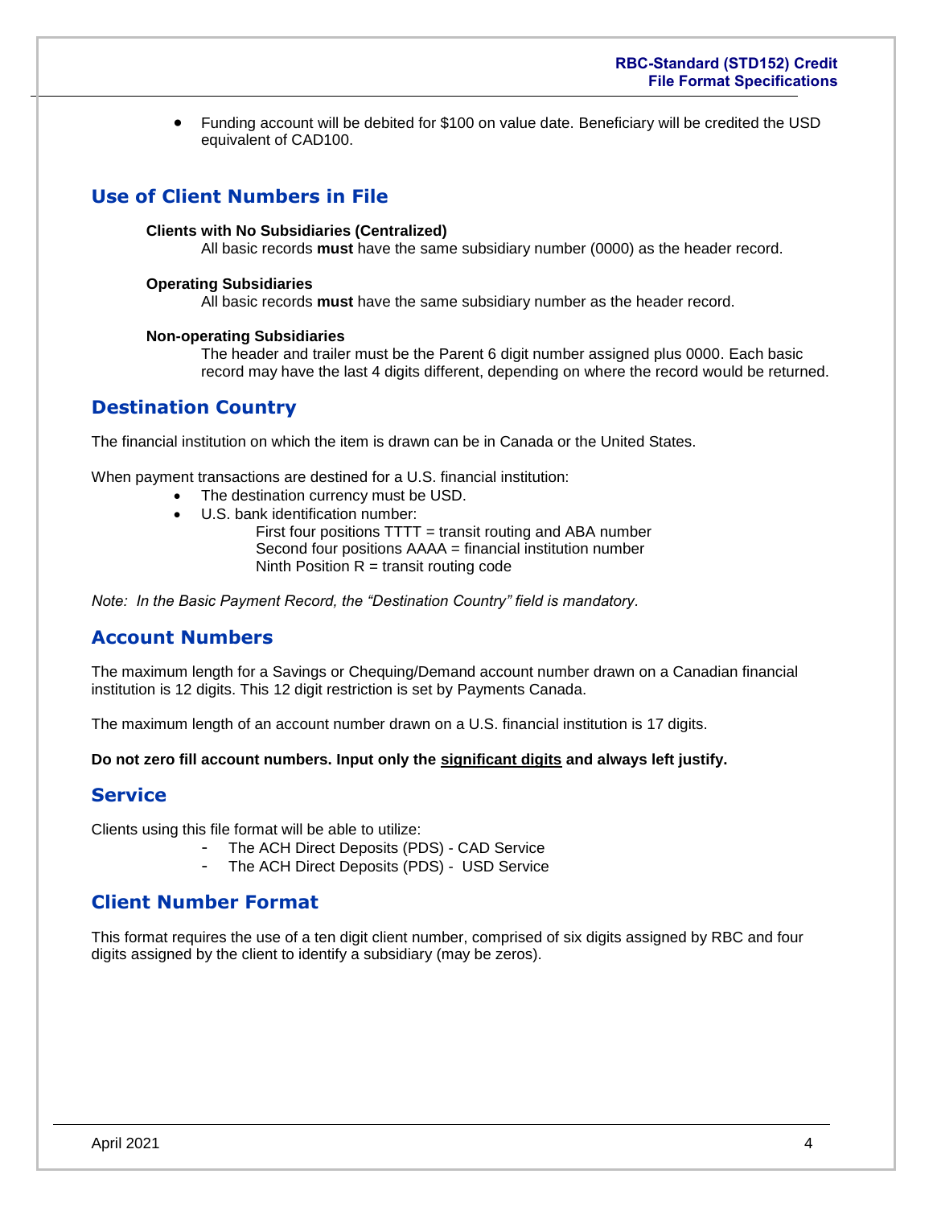- Funding account will be debited for $100 on value date. Beneficiary will be credited the USD equivalent of CAD100.

## Use of Client Numbers in File

**Clients with No Subsidiaries (Centralized)**

All basic records **must** have the same subsidiary number (0000) as the header record.

**Operating Subsidiaries**

All basic records **must** have the same subsidiary number as the header record.

**Non-operating Subsidiaries**

The header and trailer must be the Parent 6 digit number assigned plus 0000. Each basic record may have the last 4 digits different, depending on where the record would be returned.

## Destination Country

The financial institution on which the item is drawn can be in Canada or the United States.

When payment transactions are destined for a U.S. financial institution:

- The destination currency must be USD.
- U.S. bank identification number:
  - First four positions TTTT = transit routing and ABA number
  - Second four positions AAAA = financial institution number
  - Ninth Position R = transit routing code

*Note: In the Basic Payment Record, the "Destination Country" field is mandatory.*

## Account Numbers

The maximum length for a Savings or Chequing/Demand account number drawn on a Canadian financial institution is 12 digits. This 12 digit restriction is set by Payments Canada.

The maximum length of an account number drawn on a U.S. financial institution is 17 digits.

**Do not zero fill account numbers. Input only the <u>significant digits</u> and always left justify.**

## Service

Clients using this file format will be able to utilize:

- The ACH Direct Deposits (PDS) - CAD Service
- The ACH Direct Deposits (PDS) - USD Service

## Client Number Format

This format requires the use of a ten digit client number, comprised of six digits assigned by RBC and four digits assigned by the client to identify a subsidiary (may be zeros).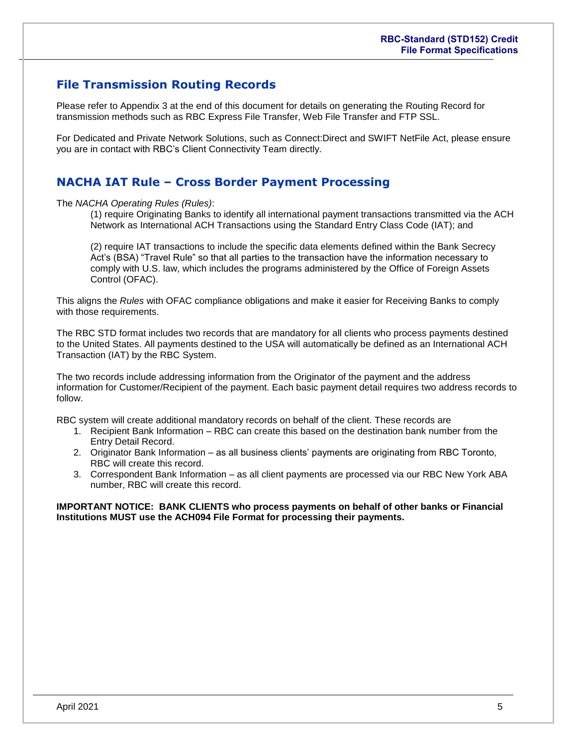## File Transmission Routing Records

Please refer to Appendix 3 at the end of this document for details on generating the Routing Record for transmission methods such as RBC Express File Transfer, Web File Transfer and FTP SSL.

For Dedicated and Private Network Solutions, such as Connect:Direct and SWIFT NetFile Act, please ensure you are in contact with RBC's Client Connectivity Team directly.

## NACHA IAT Rule – Cross Border Payment Processing

The *NACHA Operating Rules (Rules)*:

> (1) require Originating Banks to identify all international payment transactions transmitted via the ACH Network as International ACH Transactions using the Standard Entry Class Code (IAT); and
>
> (2) require IAT transactions to include the specific data elements defined within the Bank Secrecy Act's (BSA) "Travel Rule" so that all parties to the transaction have the information necessary to comply with U.S. law, which includes the programs administered by the Office of Foreign Assets Control (OFAC).

This aligns the *Rules* with OFAC compliance obligations and make it easier for Receiving Banks to comply with those requirements.

The RBC STD format includes two records that are mandatory for all clients who process payments destined to the United States. All payments destined to the USA will automatically be defined as an International ACH Transaction (IAT) by the RBC System.

The two records include addressing information from the Originator of the payment and the address information for Customer/Recipient of the payment. Each basic payment detail requires two address records to follow.

RBC system will create additional mandatory records on behalf of the client. These records are

1. Recipient Bank Information – RBC can create this based on the destination bank number from the Entry Detail Record.
2. Originator Bank Information – as all business clients' payments are originating from RBC Toronto, RBC will create this record.
3. Correspondent Bank Information – as all client payments are processed via our RBC New York ABA number, RBC will create this record.

**IMPORTANT NOTICE: BANK CLIENTS who process payments on behalf of other banks or Financial Institutions MUST use the ACH094 File Format for processing their payments.**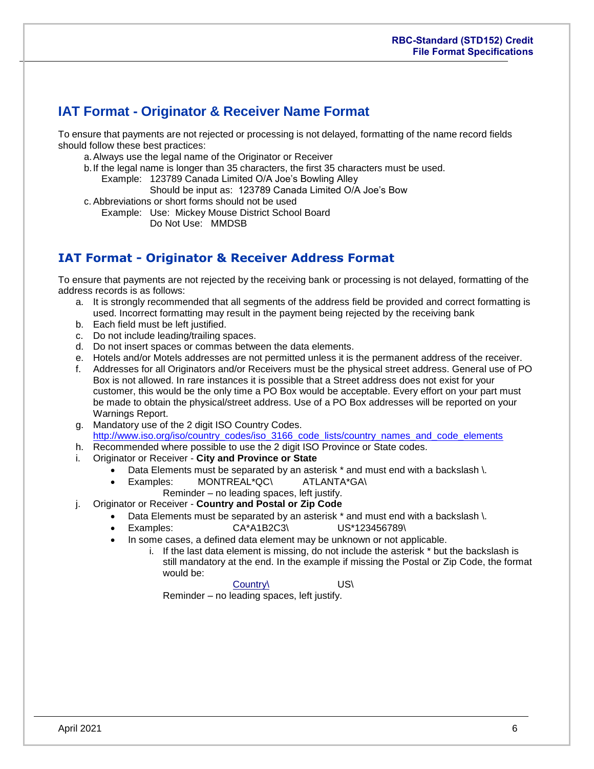## IAT Format - Originator & Receiver Name Format

To ensure that payments are not rejected or processing is not delayed, formatting of the name record fields should follow these best practices:

a. Always use the legal name of the Originator or Receiver
b. If the legal name is longer than 35 characters, the first 35 characters must be used.
   Example: 123789 Canada Limited O/A Joe's Bowling Alley
   Should be input as: 123789 Canada Limited O/A Joe's Bow
c. Abbreviations or short forms should not be used
   Example: Use: Mickey Mouse District School Board
   Do Not Use: MMDSB

## IAT Format - Originator & Receiver Address Format

To ensure that payments are not rejected by the receiving bank or processing is not delayed, formatting of the address records is as follows:

a. It is strongly recommended that all segments of the address field be provided and correct formatting is used. Incorrect formatting may result in the payment being rejected by the receiving bank
b. Each field must be left justified.
c. Do not include leading/trailing spaces.
d. Do not insert spaces or commas between the data elements.
e. Hotels and/or Motels addresses are not permitted unless it is the permanent address of the receiver.
f. Addresses for all Originators and/or Receivers must be the physical street address. General use of PO Box is not allowed. In rare instances it is possible that a Street address does not exist for your customer, this would be the only time a PO Box would be acceptable. Every effort on your part must be made to obtain the physical/street address. Use of a PO Box addresses will be reported on your Warnings Report.
g. Mandatory use of the 2 digit ISO Country Codes.
   http://www.iso.org/iso/country_codes/iso_3166_code_lists/country_names_and_code_elements
h. Recommended where possible to use the 2 digit ISO Province or State codes.
i. Originator or Receiver - **City and Province or State**
   - Data Elements must be separated by an asterisk * and must end with a backslash \.
   - Examples: MONTREAL*QC\ ATLANTA*GA\
     Reminder – no leading spaces, left justify.
j. Originator or Receiver - **Country and Postal or Zip Code**
   - Data Elements must be separated by an asterisk * and must end with a backslash \.
   - Examples: CA*A1B2C3\ US*123456789\
   - In some cases, a defined data element may be unknown or not applicable.
     i. If the last data element is missing, do not include the asterisk * but the backslash is still mandatory at the end. In the example if missing the Postal or Zip Code, the format would be:
        Country\ US\
        Reminder – no leading spaces, left justify.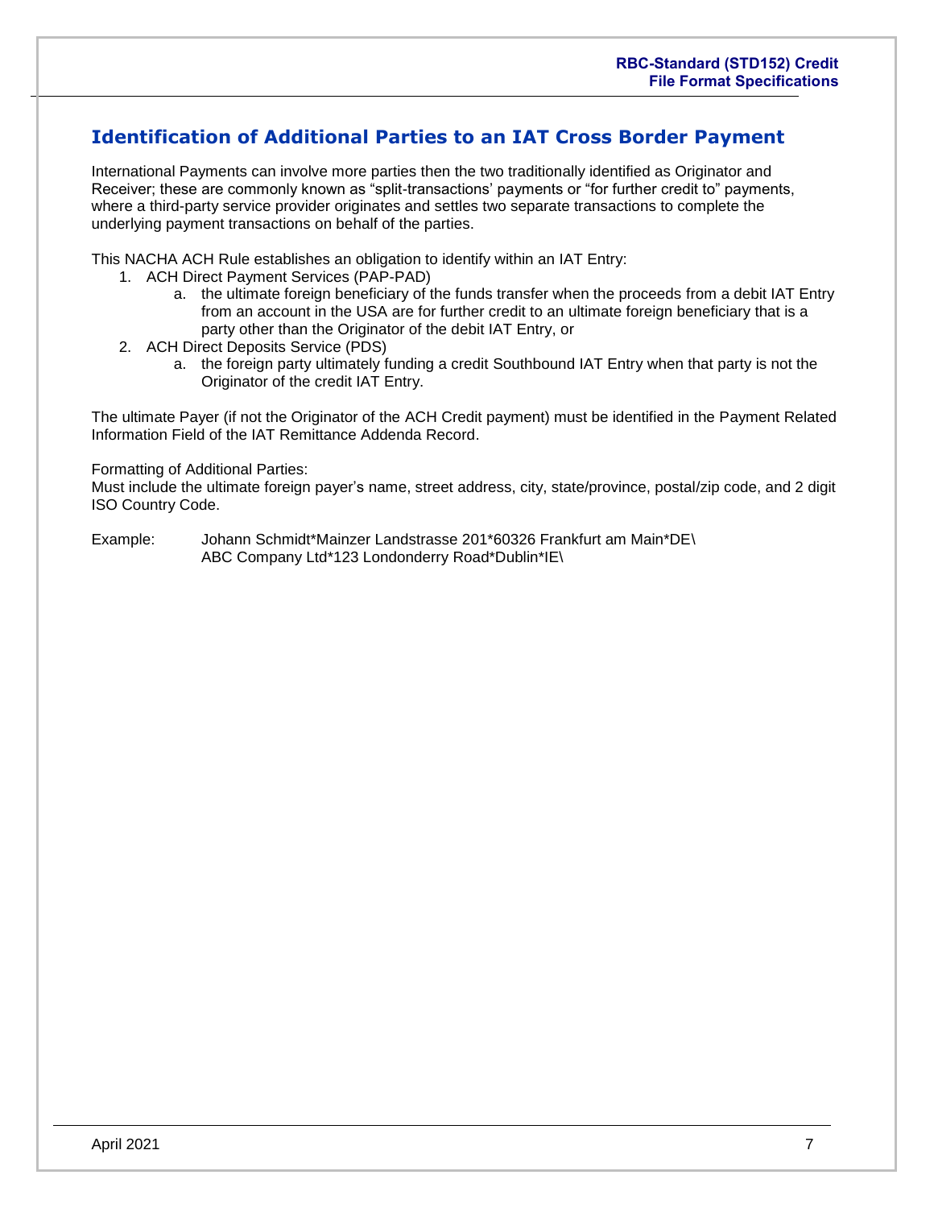## Identification of Additional Parties to an IAT Cross Border Payment

International Payments can involve more parties then the two traditionally identified as Originator and Receiver; these are commonly known as "split-transactions' payments or "for further credit to" payments, where a third-party service provider originates and settles two separate transactions to complete the underlying payment transactions on behalf of the parties.

This NACHA ACH Rule establishes an obligation to identify within an IAT Entry:

1. ACH Direct Payment Services (PAP-PAD)
   a. the ultimate foreign beneficiary of the funds transfer when the proceeds from a debit IAT Entry from an account in the USA are for further credit to an ultimate foreign beneficiary that is a party other than the Originator of the debit IAT Entry, or
2. ACH Direct Deposits Service (PDS)
   a. the foreign party ultimately funding a credit Southbound IAT Entry when that party is not the Originator of the credit IAT Entry.

The ultimate Payer (if not the Originator of the ACH Credit payment) must be identified in the Payment Related Information Field of the IAT Remittance Addenda Record.

Formatting of Additional Parties:
Must include the ultimate foreign payer's name, street address, city, state/province, postal/zip code, and 2 digit ISO Country Code.

Example: Johann Schmidt*Mainzer Landstrasse 201*60326 Frankfurt am Main*DE\
ABC Company Ltd*123 Londonderry Road*Dublin*IE\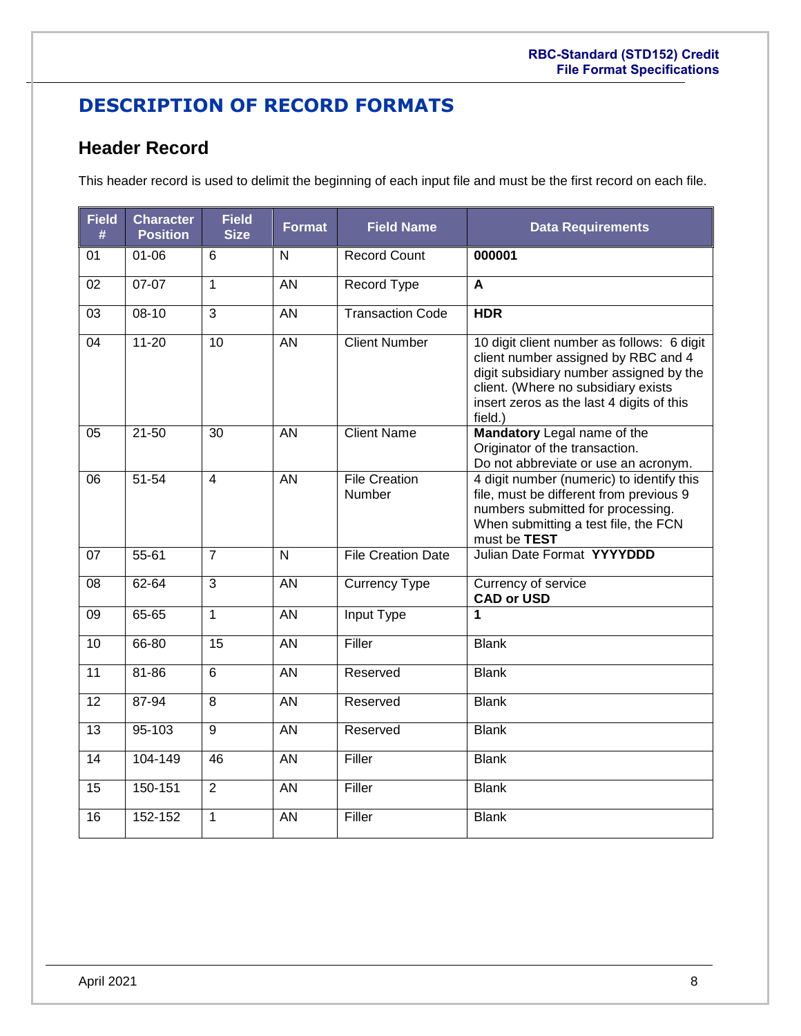# DESCRIPTION OF RECORD FORMATS

## Header Record

This header record is used to delimit the beginning of each input file and must be the first record on each file.

| Field # | Character Position | Field Size | Format | Field Name | Data Requirements |
|---|---|---|---|---|---|
| 01 | 01-06 | 6 | N | Record Count | **000001** |
| 02 | 07-07 | 1 | AN | Record Type | **A** |
| 03 | 08-10 | 3 | AN | Transaction Code | **HDR** |
| 04 | 11-20 | 10 | AN | Client Number | 10 digit client number as follows: 6 digit client number assigned by RBC and 4 digit subsidiary number assigned by the client. (Where no subsidiary exists insert zeros as the last 4 digits of this field.) |
| 05 | 21-50 | 30 | AN | Client Name | **Mandatory** Legal name of the Originator of the transaction. Do not abbreviate or use an acronym. |
| 06 | 51-54 | 4 | AN | File Creation Number | 4 digit number (numeric) to identify this file, must be different from previous 9 numbers submitted for processing. When submitting a test file, the FCN must be **TEST** |
| 07 | 55-61 | 7 | N | File Creation Date | Julian Date Format **YYYYDDD** |
| 08 | 62-64 | 3 | AN | Currency Type | Currency of service **CAD or USD** |
| 09 | 65-65 | 1 | AN | Input Type | **1** |
| 10 | 66-80 | 15 | AN | Filler | Blank |
| 11 | 81-86 | 6 | AN | Reserved | Blank |
| 12 | 87-94 | 8 | AN | Reserved | Blank |
| 13 | 95-103 | 9 | AN | Reserved | Blank |
| 14 | 104-149 | 46 | AN | Filler | Blank |
| 15 | 150-151 | 2 | AN | Filler | Blank |
| 16 | 152-152 | 1 | AN | Filler | Blank |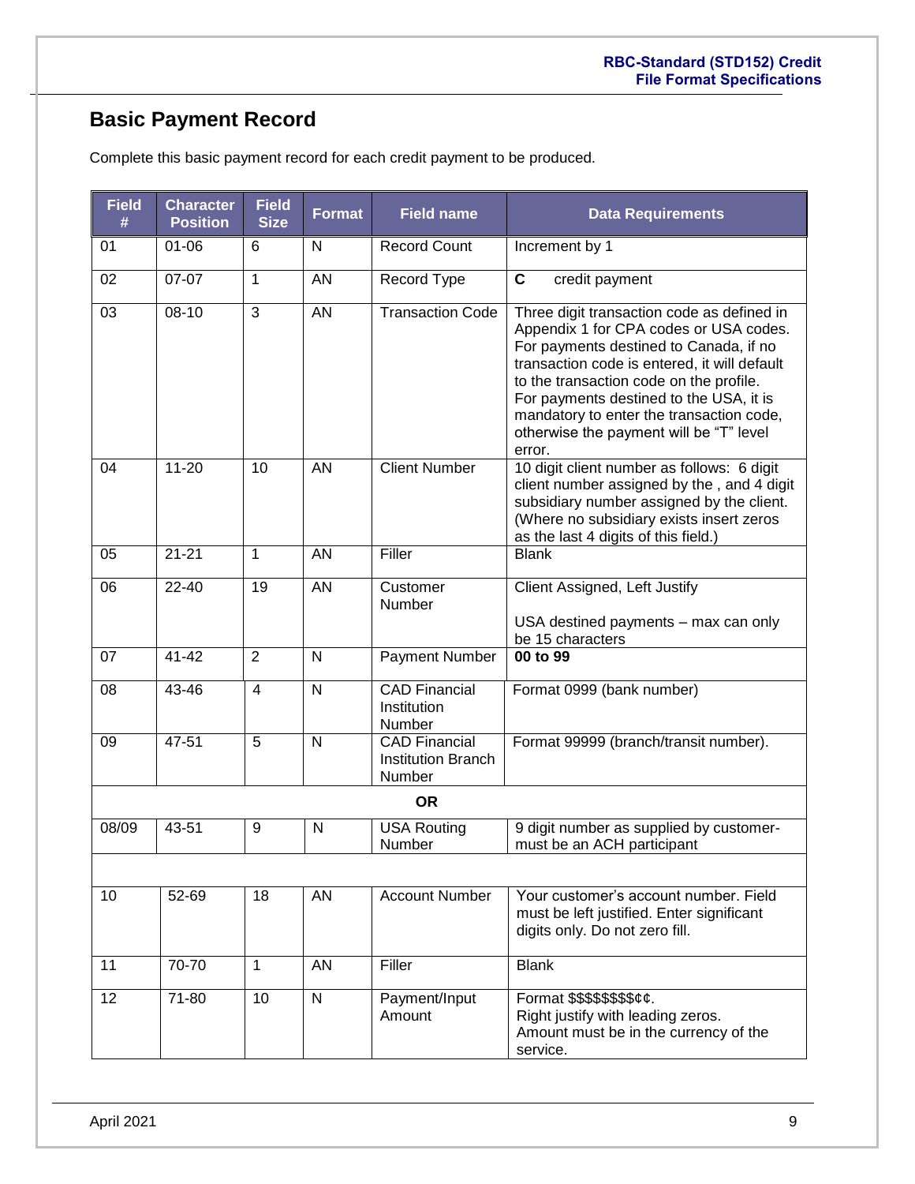## Basic Payment Record

Complete this basic payment record for each credit payment to be produced.

| Field # | Character Position | Field Size | Format | Field name | Data Requirements |
|---|---|---|---|---|---|
| 01 | 01-06 | 6 | N | Record Count | Increment by 1 |
| 02 | 07-07 | 1 | AN | Record Type | **C** credit payment |
| 03 | 08-10 | 3 | AN | Transaction Code | Three digit transaction code as defined in Appendix 1 for CPA codes or USA codes. For payments destined to Canada, if no transaction code is entered, it will default to the transaction code on the profile. For payments destined to the USA, it is mandatory to enter the transaction code, otherwise the payment will be "T" level error. |
| 04 | 11-20 | 10 | AN | Client Number | 10 digit client number as follows: 6 digit client number assigned by the , and 4 digit subsidiary number assigned by the client. (Where no subsidiary exists insert zeros as the last 4 digits of this field.) |
| 05 | 21-21 | 1 | AN | Filler | Blank |
| 06 | 22-40 | 19 | AN | Customer Number | Client Assigned, Left Justify<br><br>USA destined payments – max can only be 15 characters |
| 07 | 41-42 | 2 | N | Payment Number | **00 to 99** |
| 08 | 43-46 | 4 | N | CAD Financial Institution Number | Format 0999 (bank number) |
| 09 | 47-51 | 5 | N | CAD Financial Institution Branch Number | Format 99999 (branch/transit number). |
| | | | | **OR** | |
| 08/09 | 43-51 | 9 | N | USA Routing Number | 9 digit number as supplied by customer- must be an ACH participant |
| | | | | | |
| 10 | 52-69 | 18 | AN | Account Number | Your customer's account number. Field must be left justified. Enter significant digits only. Do not zero fill. |
| 11 | 70-70 | 1 | AN | Filler | Blank |
| 12 | 71-80 | 10 | N | Payment/Input Amount | Format $$$$$$$$¢¢.<br>Right justify with leading zeros.<br>Amount must be in the currency of the service. |

April 2021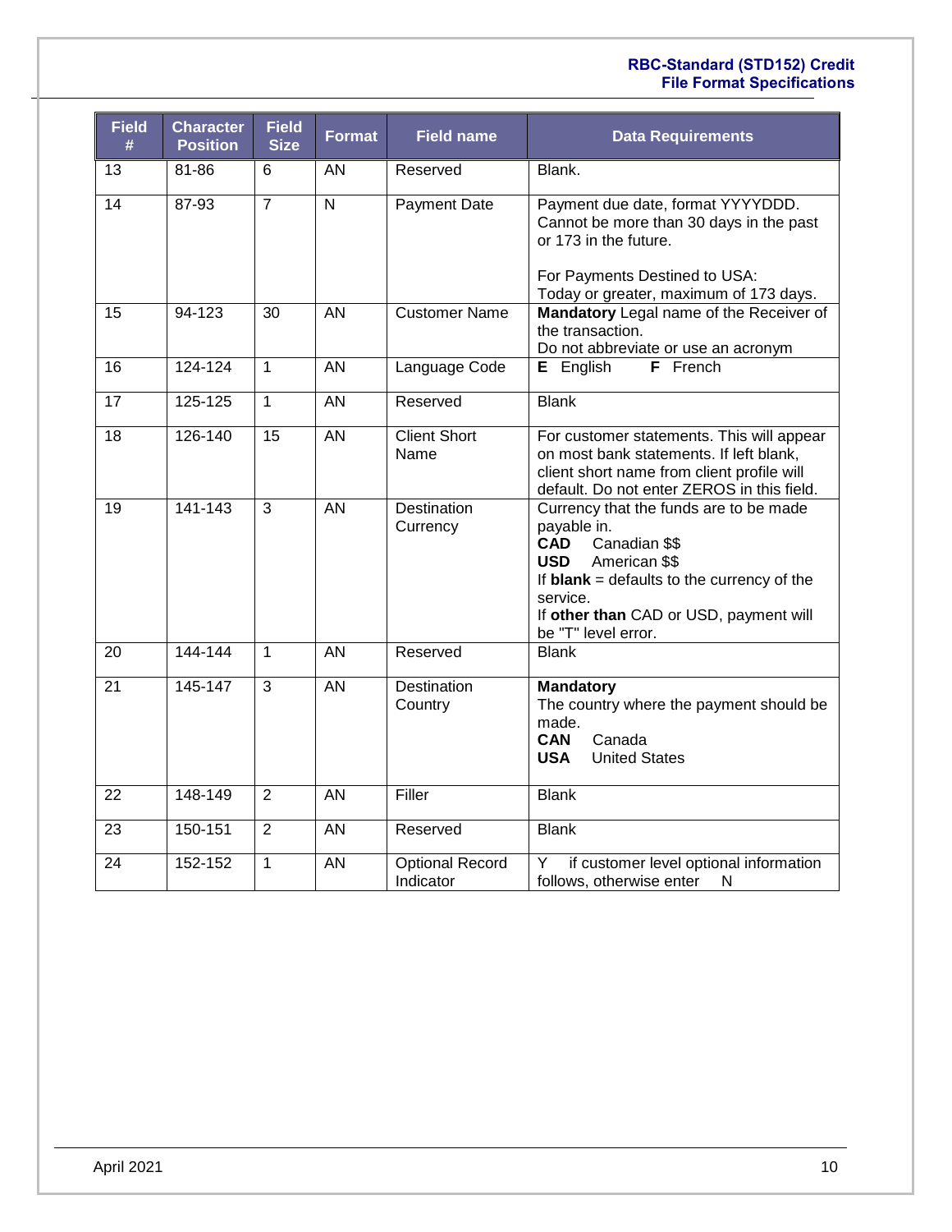| Field # | Character Position | Field Size | Format | Field name | Data Requirements |
|---|---|---|---|---|---|
| 13 | 81-86 | 6 | AN | Reserved | Blank. |
| 14 | 87-93 | 7 | N | Payment Date | Payment due date, format YYYYDDD. Cannot be more than 30 days in the past or 173 in the future.<br><br>For Payments Destined to USA: Today or greater, maximum of 173 days. |
| 15 | 94-123 | 30 | AN | Customer Name | **Mandatory** Legal name of the Receiver of the transaction. Do not abbreviate or use an acronym |
| 16 | 124-124 | 1 | AN | Language Code | **E** English **F** French |
| 17 | 125-125 | 1 | AN | Reserved | Blank |
| 18 | 126-140 | 15 | AN | Client Short Name | For customer statements. This will appear on most bank statements. If left blank, client short name from client profile will default. Do not enter ZEROS in this field. |
| 19 | 141-143 | 3 | AN | Destination Currency | Currency that the funds are to be made payable in.<br>**CAD** Canadian $$<br>**USD** American $$<br>If **blank** = defaults to the currency of the service.<br>If **other than** CAD or USD, payment will be "T" level error. |
| 20 | 144-144 | 1 | AN | Reserved | Blank |
| 21 | 145-147 | 3 | AN | Destination Country | **Mandatory**<br>The country where the payment should be made.<br>**CAN** Canada<br>**USA** United States |
| 22 | 148-149 | 2 | AN | Filler | Blank |
| 23 | 150-151 | 2 | AN | Reserved | Blank |
| 24 | 152-152 | 1 | AN | Optional Record Indicator | Y if customer level optional information follows, otherwise enter N |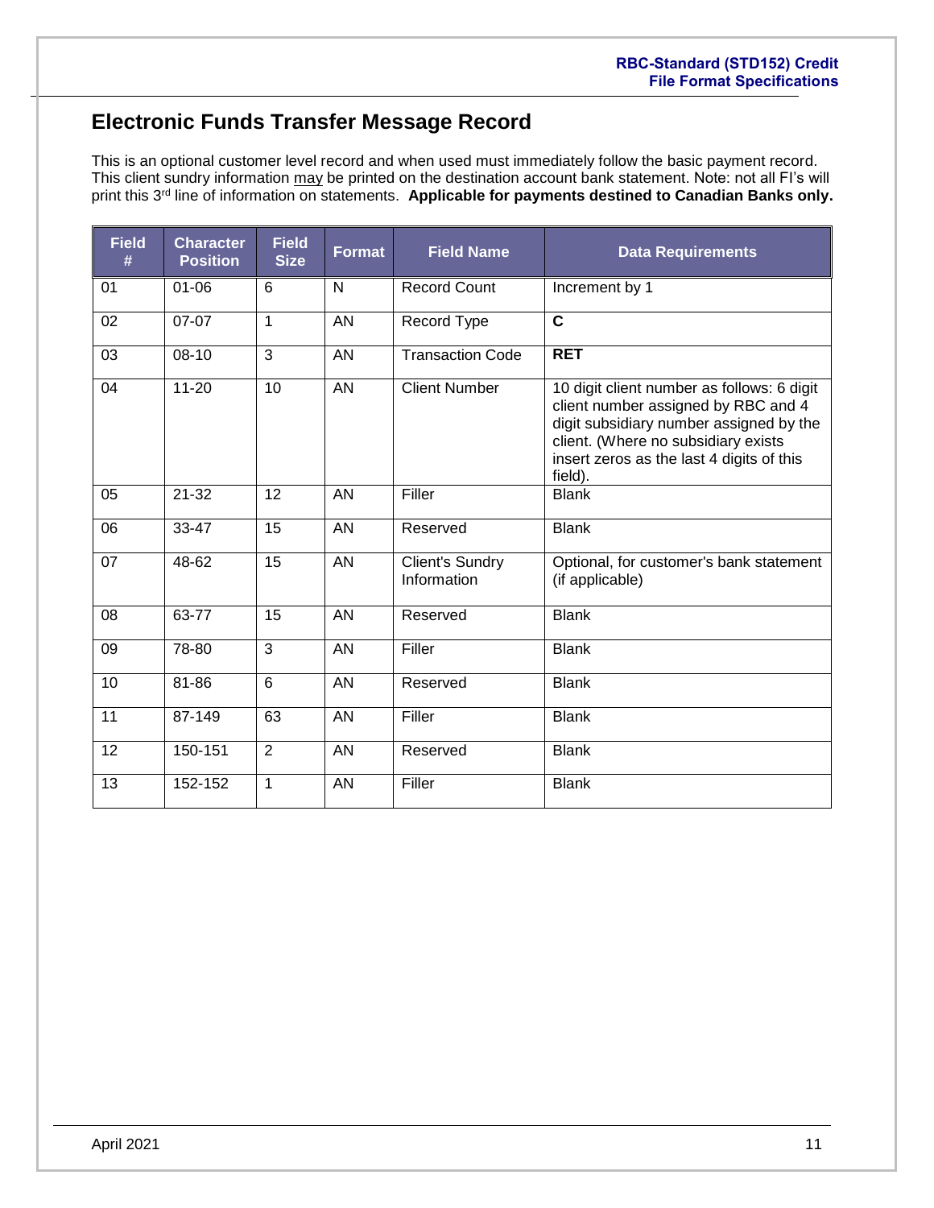## Electronic Funds Transfer Message Record

This is an optional customer level record and when used must immediately follow the basic payment record. This client sundry information may be printed on the destination account bank statement. Note: not all FI's will print this 3rd line of information on statements. **Applicable for payments destined to Canadian Banks only.**

| Field # | Character Position | Field Size | Format | Field Name | Data Requirements |
|---|---|---|---|---|---|
| 01 | 01-06 | 6 | N | Record Count | Increment by 1 |
| 02 | 07-07 | 1 | AN | Record Type | **C** |
| 03 | 08-10 | 3 | AN | Transaction Code | **RET** |
| 04 | 11-20 | 10 | AN | Client Number | 10 digit client number as follows: 6 digit client number assigned by RBC and 4 digit subsidiary number assigned by the client. (Where no subsidiary exists insert zeros as the last 4 digits of this field). |
| 05 | 21-32 | 12 | AN | Filler | Blank |
| 06 | 33-47 | 15 | AN | Reserved | Blank |
| 07 | 48-62 | 15 | AN | Client's Sundry Information | Optional, for customer's bank statement (if applicable) |
| 08 | 63-77 | 15 | AN | Reserved | Blank |
| 09 | 78-80 | 3 | AN | Filler | Blank |
| 10 | 81-86 | 6 | AN | Reserved | Blank |
| 11 | 87-149 | 63 | AN | Filler | Blank |
| 12 | 150-151 | 2 | AN | Reserved | Blank |
| 13 | 152-152 | 1 | AN | Filler | Blank |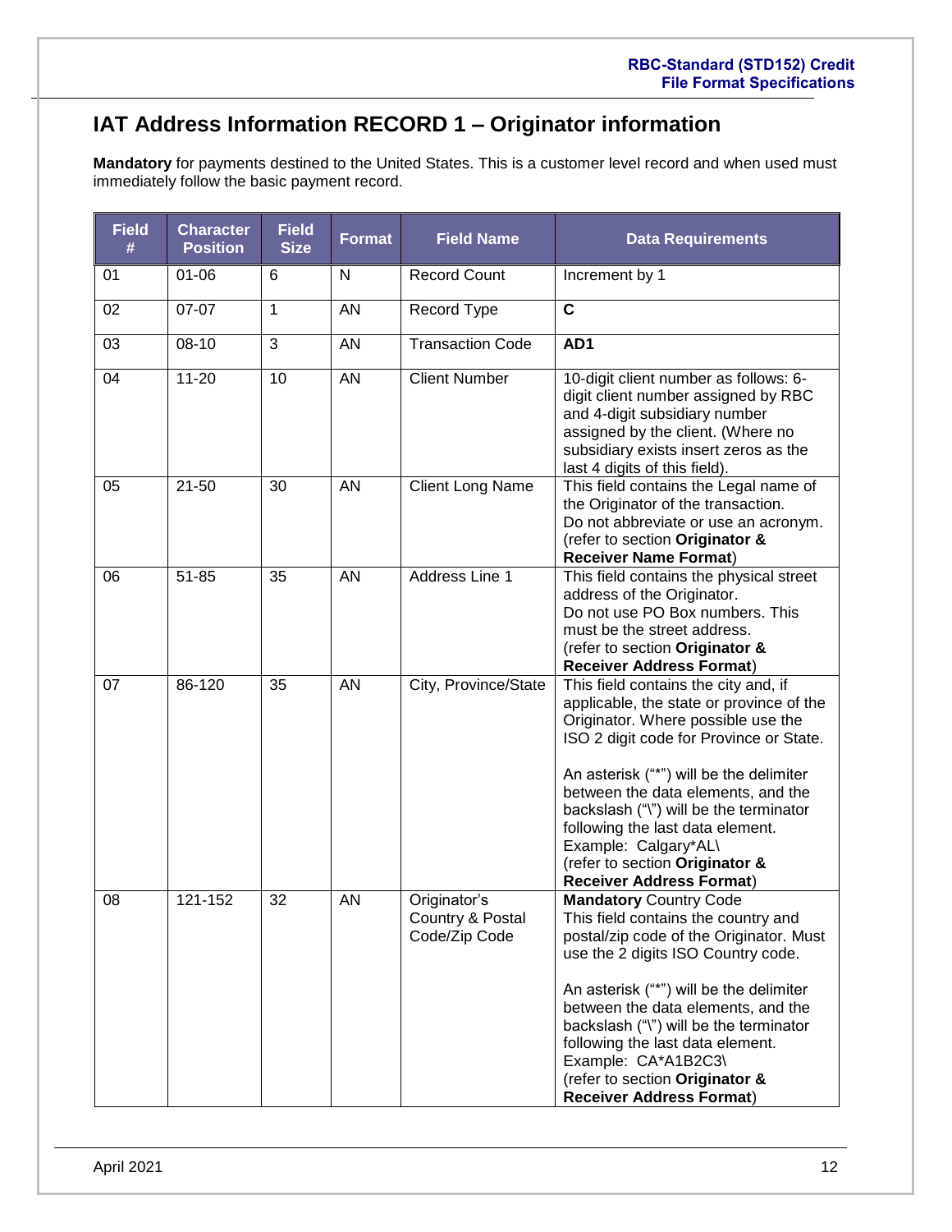## IAT Address Information RECORD 1 – Originator information

**Mandatory** for payments destined to the United States. This is a customer level record and when used must immediately follow the basic payment record.

| Field # | Character Position | Field Size | Format | Field Name | Data Requirements |
|---|---|---|---|---|---|
| 01 | 01-06 | 6 | N | Record Count | Increment by 1 |
| 02 | 07-07 | 1 | AN | Record Type | **C** |
| 03 | 08-10 | 3 | AN | Transaction Code | **AD1** |
| 04 | 11-20 | 10 | AN | Client Number | 10-digit client number as follows: 6-digit client number assigned by RBC and 4-digit subsidiary number assigned by the client. (Where no subsidiary exists insert zeros as the last 4 digits of this field). |
| 05 | 21-50 | 30 | AN | Client Long Name | This field contains the Legal name of the Originator of the transaction. Do not abbreviate or use an acronym. (refer to section **Originator & Receiver Name Format**) |
| 06 | 51-85 | 35 | AN | Address Line 1 | This field contains the physical street address of the Originator. Do not use PO Box numbers. This must be the street address. (refer to section **Originator & Receiver Address Format**) |
| 07 | 86-120 | 35 | AN | City, Province/State | This field contains the city and, if applicable, the state or province of the Originator. Where possible use the ISO 2 digit code for Province or State.<br><br>An asterisk ("*") will be the delimiter between the data elements, and the backslash ("\") will be the terminator following the last data element. Example: Calgary*AL\ (refer to section **Originator & Receiver Address Format**) |
| 08 | 121-152 | 32 | AN | Originator's Country & Postal Code/Zip Code | **Mandatory** Country Code This field contains the country and postal/zip code of the Originator. Must use the 2 digits ISO Country code.<br><br>An asterisk ("*") will be the delimiter between the data elements, and the backslash ("\") will be the terminator following the last data element. Example: CA*A1B2C3\ (refer to section **Originator & Receiver Address Format**) |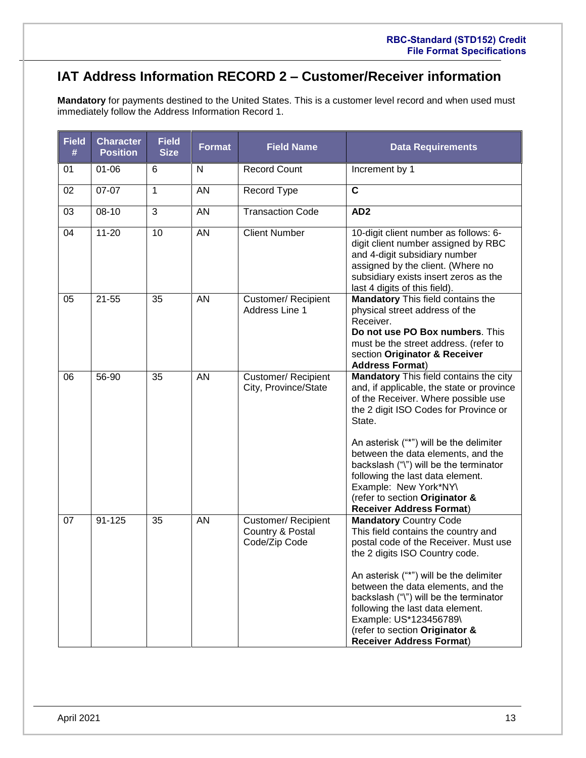## IAT Address Information RECORD 2 – Customer/Receiver information

**Mandatory** for payments destined to the United States. This is a customer level record and when used must immediately follow the Address Information Record 1.

| Field # | Character Position | Field Size | Format | Field Name | Data Requirements |
|---|---|---|---|---|---|
| 01 | 01-06 | 6 | N | Record Count | Increment by 1 |
| 02 | 07-07 | 1 | AN | Record Type | **C** |
| 03 | 08-10 | 3 | AN | Transaction Code | **AD2** |
| 04 | 11-20 | 10 | AN | Client Number | 10-digit client number as follows: 6-digit client number assigned by RBC and 4-digit subsidiary number assigned by the client. (Where no subsidiary exists insert zeros as the last 4 digits of this field). |
| 05 | 21-55 | 35 | AN | Customer/ Recipient Address Line 1 | **Mandatory** This field contains the physical street address of the Receiver.<br>**Do not use PO Box numbers**. This must be the street address. (refer to section **Originator & Receiver Address Format**) |
| 06 | 56-90 | 35 | AN | Customer/ Recipient City, Province/State | **Mandatory** This field contains the city and, if applicable, the state or province of the Receiver. Where possible use the 2 digit ISO Codes for Province or State.<br><br>An asterisk ("*") will be the delimiter between the data elements, and the backslash ("\") will be the terminator following the last data element.<br>Example: New York*NY\<br>(refer to section **Originator & Receiver Address Format**) |
| 07 | 91-125 | 35 | AN | Customer/ Recipient Country & Postal Code/Zip Code | **Mandatory** Country Code<br>This field contains the country and postal code of the Receiver. Must use the 2 digits ISO Country code.<br><br>An asterisk ("*") will be the delimiter between the data elements, and the backslash ("\") will be the terminator following the last data element.<br>Example: US*123456789\<br>(refer to section **Originator & Receiver Address Format**) |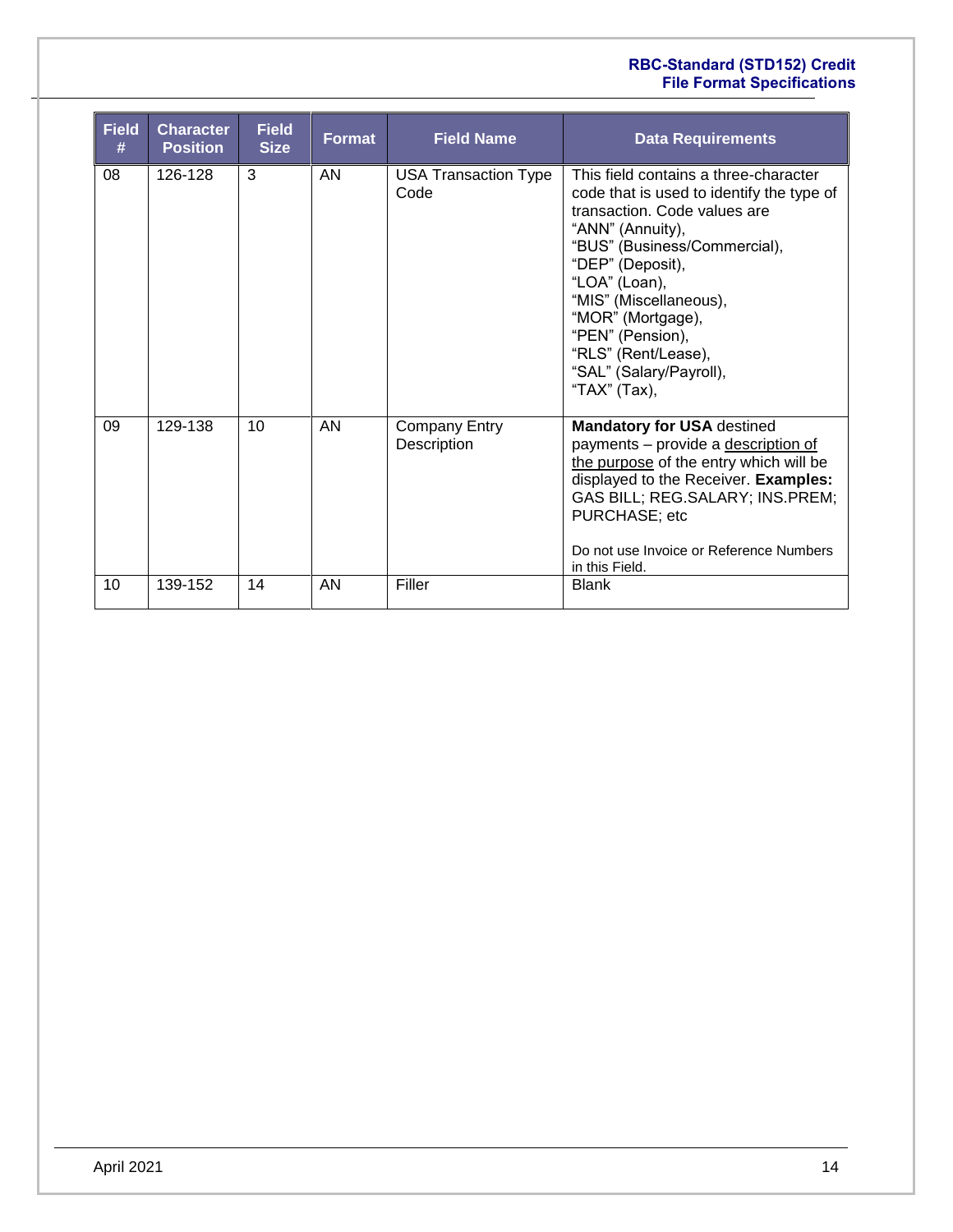| Field # | Character Position | Field Size | Format | Field Name | Data Requirements |
|---|---|---|---|---|---|
| 08 | 126-128 | 3 | AN | USA Transaction Type Code | This field contains a three-character code that is used to identify the type of transaction. Code values are "ANN" (Annuity), "BUS" (Business/Commercial), "DEP" (Deposit), "LOA" (Loan), "MIS" (Miscellaneous), "MOR" (Mortgage), "PEN" (Pension), "RLS" (Rent/Lease), "SAL" (Salary/Payroll), "TAX" (Tax), |
| 09 | 129-138 | 10 | AN | Company Entry Description | **Mandatory for USA** destined payments – provide a description of the purpose of the entry which will be displayed to the Receiver. **Examples:** GAS BILL; REG.SALARY; INS.PREM; PURCHASE; etc<br><br>Do not use Invoice or Reference Numbers in this Field. |
| 10 | 139-152 | 14 | AN | Filler | Blank |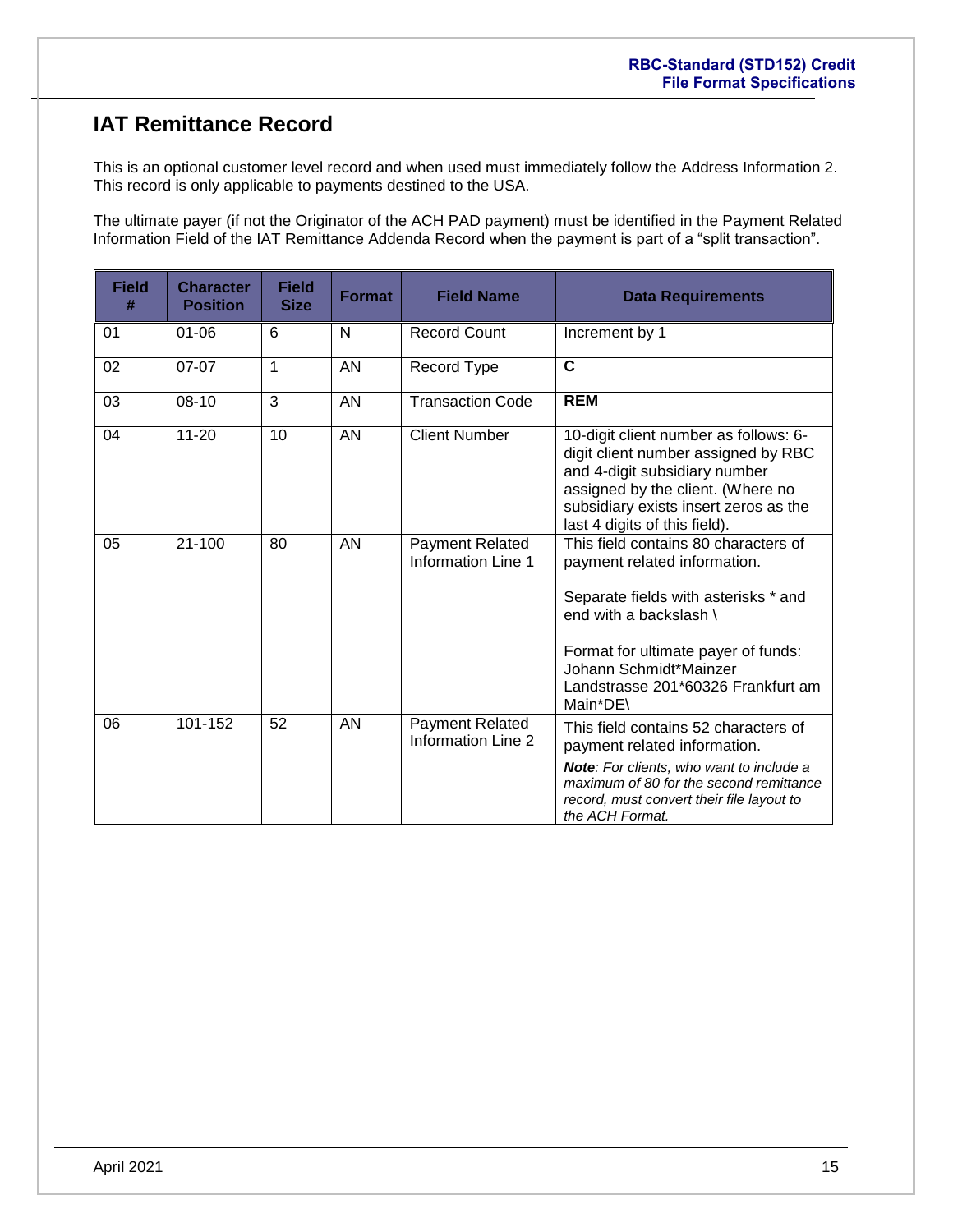## IAT Remittance Record

This is an optional customer level record and when used must immediately follow the Address Information 2. This record is only applicable to payments destined to the USA.

The ultimate payer (if not the Originator of the ACH PAD payment) must be identified in the Payment Related Information Field of the IAT Remittance Addenda Record when the payment is part of a “split transaction”.

| Field # | Character Position | Field Size | Format | Field Name | Data Requirements |
|---|---|---|---|---|---|
| 01 | 01-06 | 6 | N | Record Count | Increment by 1 |
| 02 | 07-07 | 1 | AN | Record Type | **C** |
| 03 | 08-10 | 3 | AN | Transaction Code | **REM** |
| 04 | 11-20 | 10 | AN | Client Number | 10-digit client number as follows: 6-digit client number assigned by RBC and 4-digit subsidiary number assigned by the client. (Where no subsidiary exists insert zeros as the last 4 digits of this field). |
| 05 | 21-100 | 80 | AN | Payment Related Information Line 1 | This field contains 80 characters of payment related information.<br><br>Separate fields with asterisks * and end with a backslash \<br><br>Format for ultimate payer of funds: Johann Schmidt*Mainzer Landstrasse 201*60326 Frankfurt am Main*DE\ |
| 06 | 101-152 | 52 | AN | Payment Related Information Line 2 | This field contains 52 characters of payment related information.<br><br>***Note****: For clients, who want to include a maximum of 80 for the second remittance record, must convert their file layout to the ACH Format.* |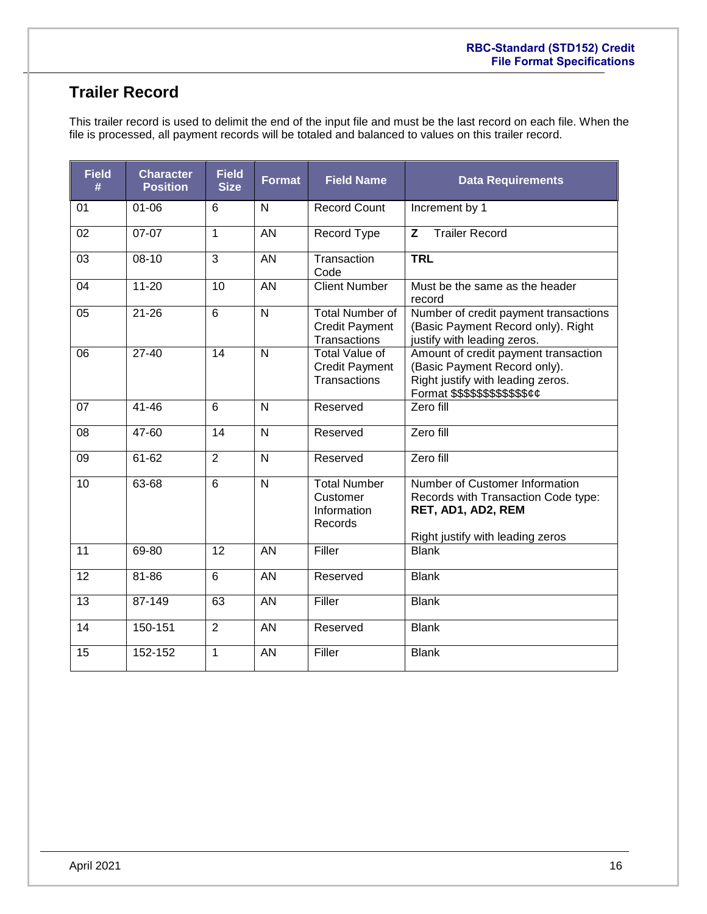## Trailer Record

This trailer record is used to delimit the end of the input file and must be the last record on each file. When the file is processed, all payment records will be totaled and balanced to values on this trailer record.

| Field # | Character Position | Field Size | Format | Field Name | Data Requirements |
|---|---|---|---|---|---|
| 01 | 01-06 | 6 | N | Record Count | Increment by 1 |
| 02 | 07-07 | 1 | AN | Record Type | **Z** Trailer Record |
| 03 | 08-10 | 3 | AN | Transaction Code | **TRL** |
| 04 | 11-20 | 10 | AN | Client Number | Must be the same as the header record |
| 05 | 21-26 | 6 | N | Total Number of Credit Payment Transactions | Number of credit payment transactions (Basic Payment Record only). Right justify with leading zeros. |
| 06 | 27-40 | 14 | N | Total Value of Credit Payment Transactions | Amount of credit payment transaction (Basic Payment Record only). Right justify with leading zeros. Format $$$$$$$$$$$$¢¢ |
| 07 | 41-46 | 6 | N | Reserved | Zero fill |
| 08 | 47-60 | 14 | N | Reserved | Zero fill |
| 09 | 61-62 | 2 | N | Reserved | Zero fill |
| 10 | 63-68 | 6 | N | Total Number Customer Information Records | Number of Customer Information Records with Transaction Code type: **RET, AD1, AD2, REM**<br><br>Right justify with leading zeros |
| 11 | 69-80 | 12 | AN | Filler | Blank |
| 12 | 81-86 | 6 | AN | Reserved | Blank |
| 13 | 87-149 | 63 | AN | Filler | Blank |
| 14 | 150-151 | 2 | AN | Reserved | Blank |
| 15 | 152-152 | 1 | AN | Filler | Blank |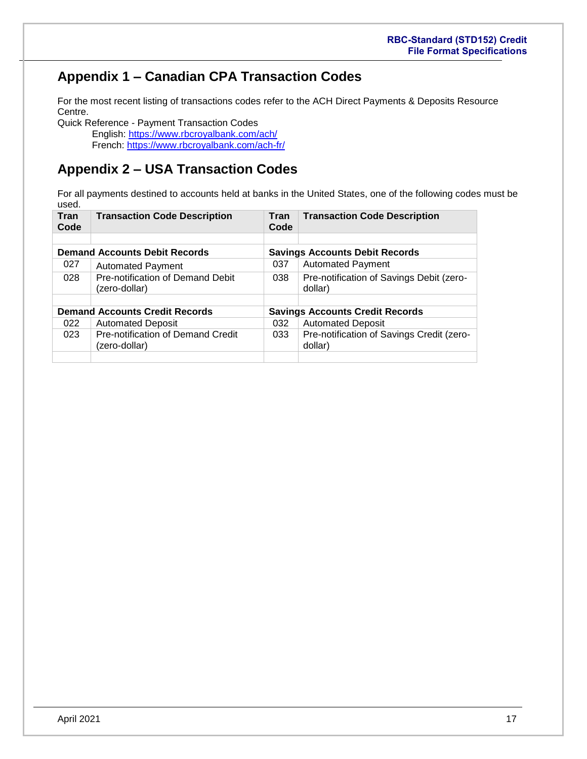## Appendix 1 – Canadian CPA Transaction Codes

For the most recent listing of transactions codes refer to the ACH Direct Payments & Deposits Resource Centre.

Quick Reference - Payment Transaction Codes

English: https://www.rbcroyalbank.com/ach/

French: https://www.rbcroyalbank.com/ach-fr/

## Appendix 2 – USA Transaction Codes

For all payments destined to accounts held at banks in the United States, one of the following codes must be used.

| Tran Code | Transaction Code Description | Tran Code | Transaction Code Description |
|---|---|---|---|
| | | | |
| **Demand Accounts Debit Records** | | **Savings Accounts Debit Records** | |
| 027 | Automated Payment | 037 | Automated Payment |
| 028 | Pre-notification of Demand Debit (zero-dollar) | 038 | Pre-notification of Savings Debit (zero-dollar) |
| | | | |
| **Demand Accounts Credit Records** | | **Savings Accounts Credit Records** | |
| 022 | Automated Deposit | 032 | Automated Deposit |
| 023 | Pre-notification of Demand Credit (zero-dollar) | 033 | Pre-notification of Savings Credit (zero-dollar) |
| | | | |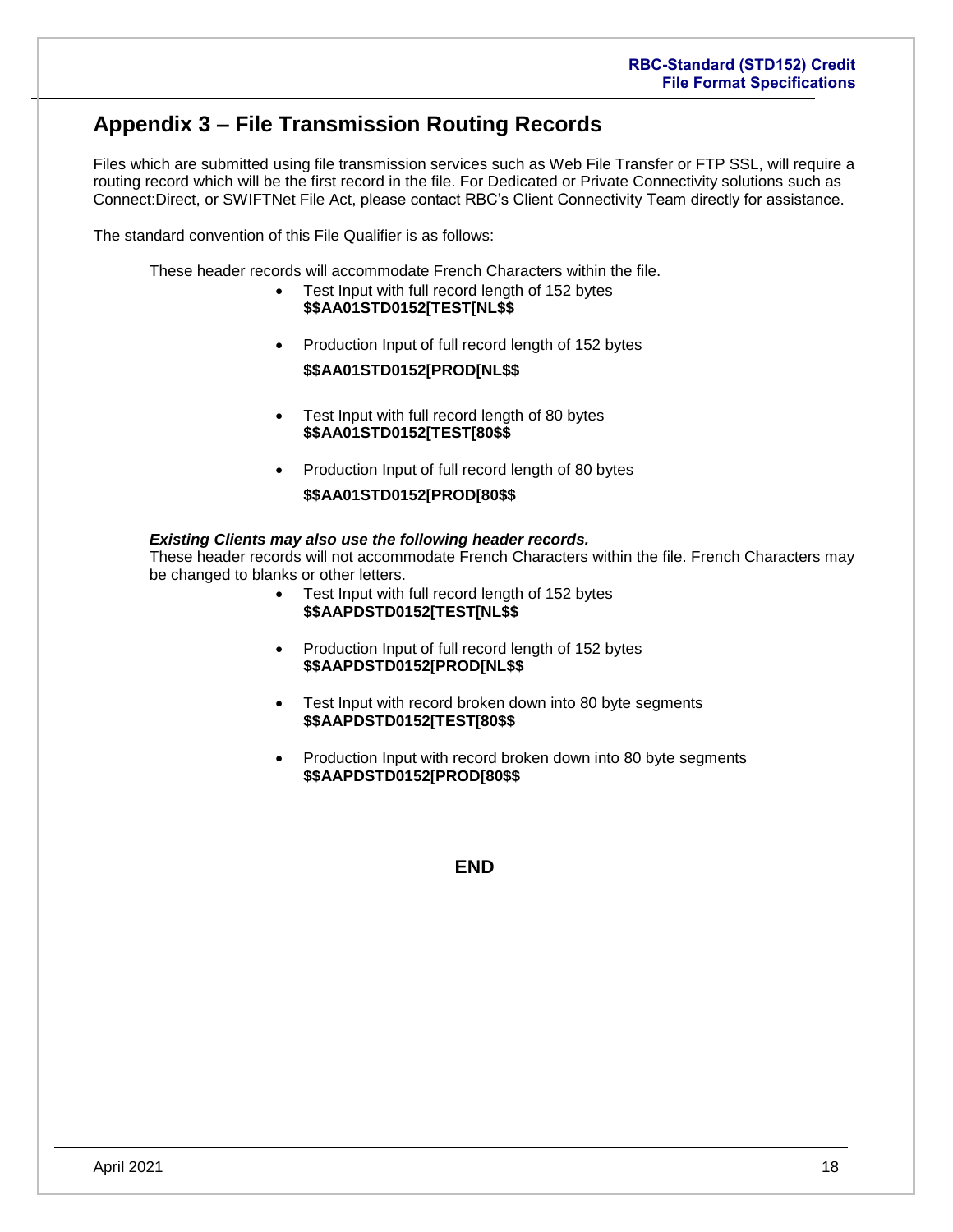## Appendix 3 – File Transmission Routing Records

Files which are submitted using file transmission services such as Web File Transfer or FTP SSL, will require a routing record which will be the first record in the file. For Dedicated or Private Connectivity solutions such as Connect:Direct, or SWIFTNet File Act, please contact RBC's Client Connectivity Team directly for assistance.

The standard convention of this File Qualifier is as follows:

These header records will accommodate French Characters within the file.

- Test Input with full record length of 152 bytes
  **$$AA01STD0152[TEST[NL$$**
- Production Input of full record length of 152 bytes
  **$$AA01STD0152[PROD[NL$$**
- Test Input with full record length of 80 bytes
  **$$AA01STD0152[TEST[80$$**
- Production Input of full record length of 80 bytes
  **$$AA01STD0152[PROD[80$$**

***Existing Clients may also use the following header records.***

These header records will not accommodate French Characters within the file. French Characters may be changed to blanks or other letters.

- Test Input with full record length of 152 bytes
  **$$AAPDSTD0152[TEST[NL$$**
- Production Input of full record length of 152 bytes
  **$$AAPDSTD0152[PROD[NL$$**
- Test Input with record broken down into 80 byte segments
  **$$AAPDSTD0152[TEST[80$$**
- Production Input with record broken down into 80 byte segments
  **$$AAPDSTD0152[PROD[80$$**

**END**